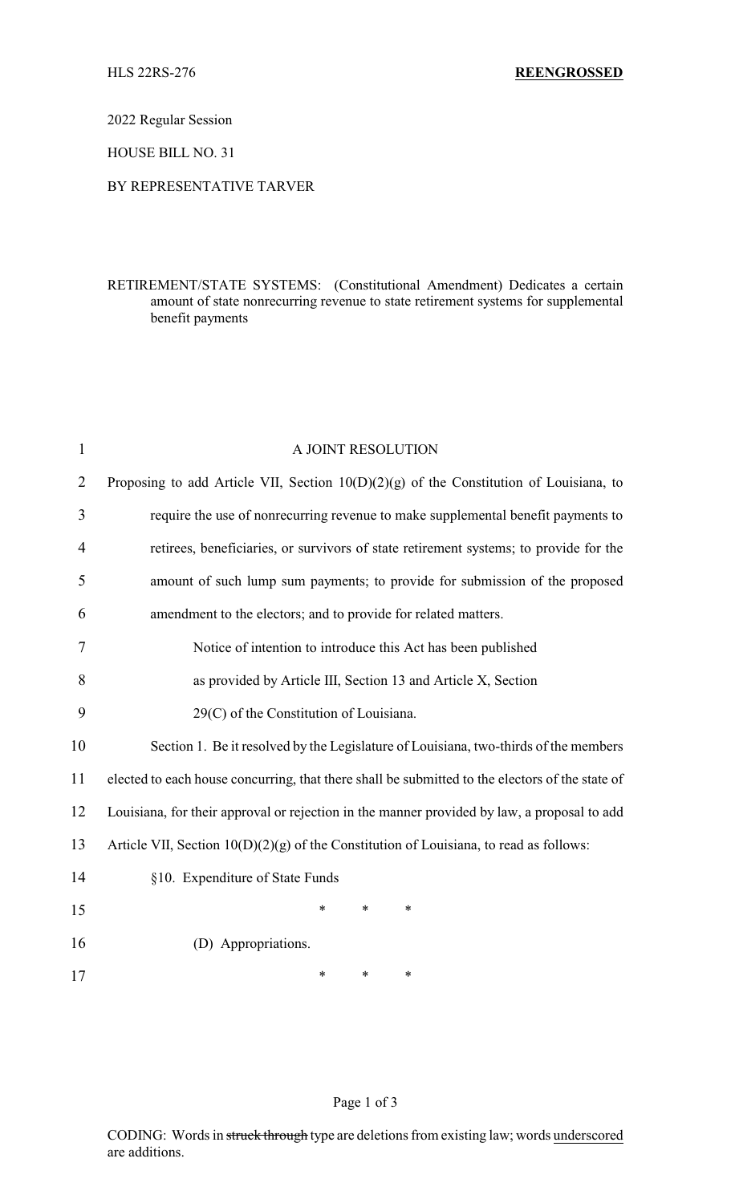HLS 22RS-276 **REENGROSSED**

2022 Regular Session

HOUSE BILL NO. 31

BY REPRESENTATIVE TARVER

RETIREMENT/STATE SYSTEMS: (Constitutional Amendment) Dedicates a certain amount of state nonrecurring revenue to state retirement systems for supplemental benefit payments

A JOINT RESOLUTION

Proposing to add Article VII, Section 10(D)(2)(g) of the Constitution of Louisiana, to require the use of nonrecurring revenue to make supplemental benefit payments to retirees, beneficiaries, or survivors of state retirement systems; to provide for the amount of such lump sum payments; to provide for submission of the proposed amendment to the electors; and to provide for related matters.

Notice of intention to introduce this Act has been published as provided by Article III, Section 13 and Article X, Section 29(C) of the Constitution of Louisiana.

Section 1. Be it resolved by the Legislature of Louisiana, two-thirds of the members elected to each house concurring, that there shall be submitted to the electors of the state of Louisiana, for their approval or rejection in the manner provided by law, a proposal to add Article VII, Section 10(D)(2)(g) of the Constitution of Louisiana, to read as follows:

§10. Expenditure of State Funds

\* \* \*

(D) Appropriations.

\* \* \*

CODING: Words in ~~struck through~~ type are deletions from existing law; words underscored are additions.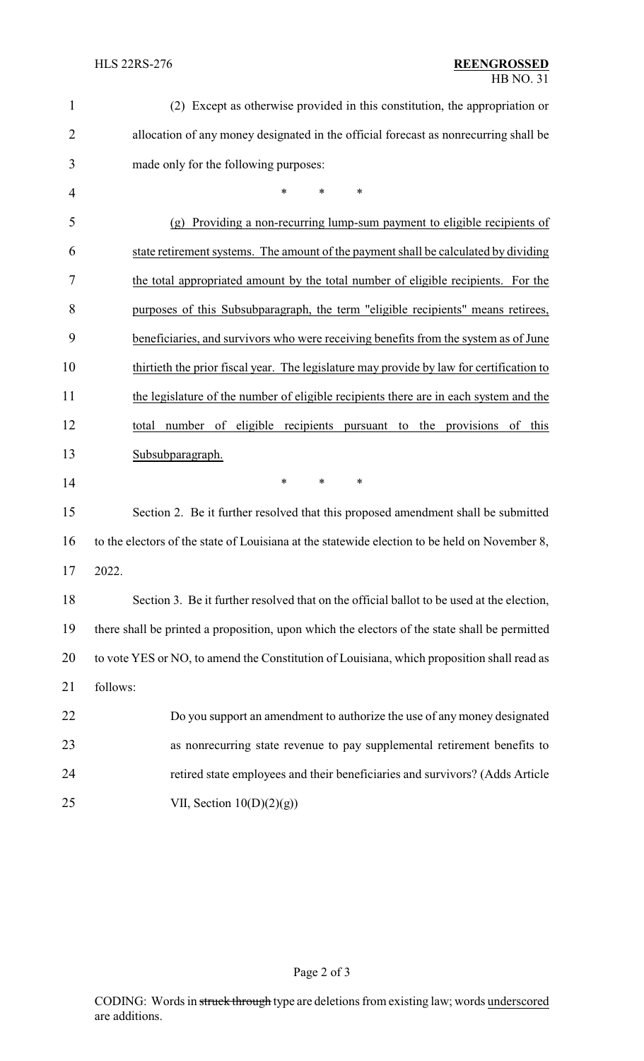(2) Except as otherwise provided in this constitution, the appropriation or allocation of any money designated in the official forecast as nonrecurring shall be made only for the following purposes:

\* \* \*

<u>(g) Providing a non-recurring lump-sum payment to eligible recipients of state retirement systems. The amount of the payment shall be calculated by dividing the total appropriated amount by the total number of eligible recipients. For the purposes of this Subsubparagraph, the term "eligible recipients" means retirees, beneficiaries, and survivors who were receiving benefits from the system as of June thirtieth the prior fiscal year. The legislature may provide by law for certification to the legislature of the number of eligible recipients there are in each system and the total number of eligible recipients pursuant to the provisions of this Subsubparagraph.</u>

\* \* \*

Section 2. Be it further resolved that this proposed amendment shall be submitted to the electors of the state of Louisiana at the statewide election to be held on November 8, 2022.

Section 3. Be it further resolved that on the official ballot to be used at the election, there shall be printed a proposition, upon which the electors of the state shall be permitted to vote YES or NO, to amend the Constitution of Louisiana, which proposition shall read as follows:

> Do you support an amendment to authorize the use of any money designated as nonrecurring state revenue to pay supplemental retirement benefits to retired state employees and their beneficiaries and survivors? (Adds Article VII, Section 10(D)(2)(g))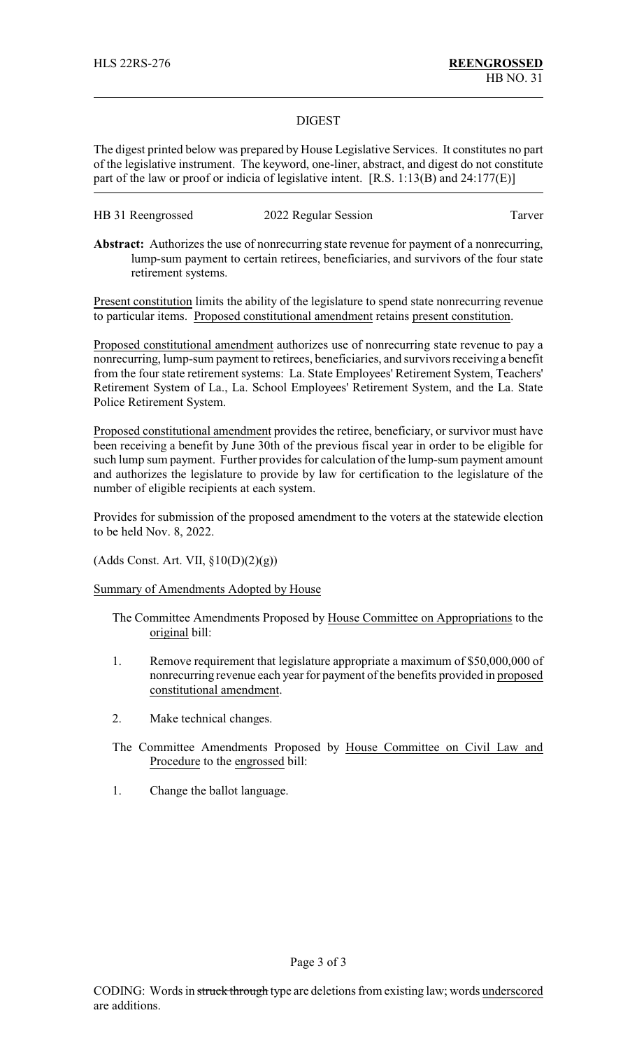HLS 22RS-276 **REENGROSSED**
HB NO. 31

## DIGEST

The digest printed below was prepared by House Legislative Services. It constitutes no part of the legislative instrument. The keyword, one-liner, abstract, and digest do not constitute part of the law or proof or indicia of legislative intent. [R.S. 1:13(B) and 24:177(E)]

HB 31 Reengrossed 2022 Regular Session Tarver

**Abstract:** Authorizes the use of nonrecurring state revenue for payment of a nonrecurring, lump-sum payment to certain retirees, beneficiaries, and survivors of the four state retirement systems.

Present constitution limits the ability of the legislature to spend state nonrecurring revenue to particular items. Proposed constitutional amendment retains present constitution.

Proposed constitutional amendment authorizes use of nonrecurring state revenue to pay a nonrecurring, lump-sum payment to retirees, beneficiaries, and survivors receiving a benefit from the four state retirement systems: La. State Employees' Retirement System, Teachers' Retirement System of La., La. School Employees' Retirement System, and the La. State Police Retirement System.

Proposed constitutional amendment provides the retiree, beneficiary, or survivor must have been receiving a benefit by June 30th of the previous fiscal year in order to be eligible for such lump sum payment. Further provides for calculation of the lump-sum payment amount and authorizes the legislature to provide by law for certification to the legislature of the number of eligible recipients at each system.

Provides for submission of the proposed amendment to the voters at the statewide election to be held Nov. 8, 2022.

(Adds Const. Art. VII, §10(D)(2)(g))

Summary of Amendments Adopted by House

The Committee Amendments Proposed by House Committee on Appropriations to the original bill:

1. Remove requirement that legislature appropriate a maximum of $50,000,000 of nonrecurring revenue each year for payment of the benefits provided in proposed constitutional amendment.
2. Make technical changes.

The Committee Amendments Proposed by House Committee on Civil Law and Procedure to the engrossed bill:

1. Change the ballot language.

CODING: Words in ~~struck through~~ type are deletions from existing law; words underscored are additions.